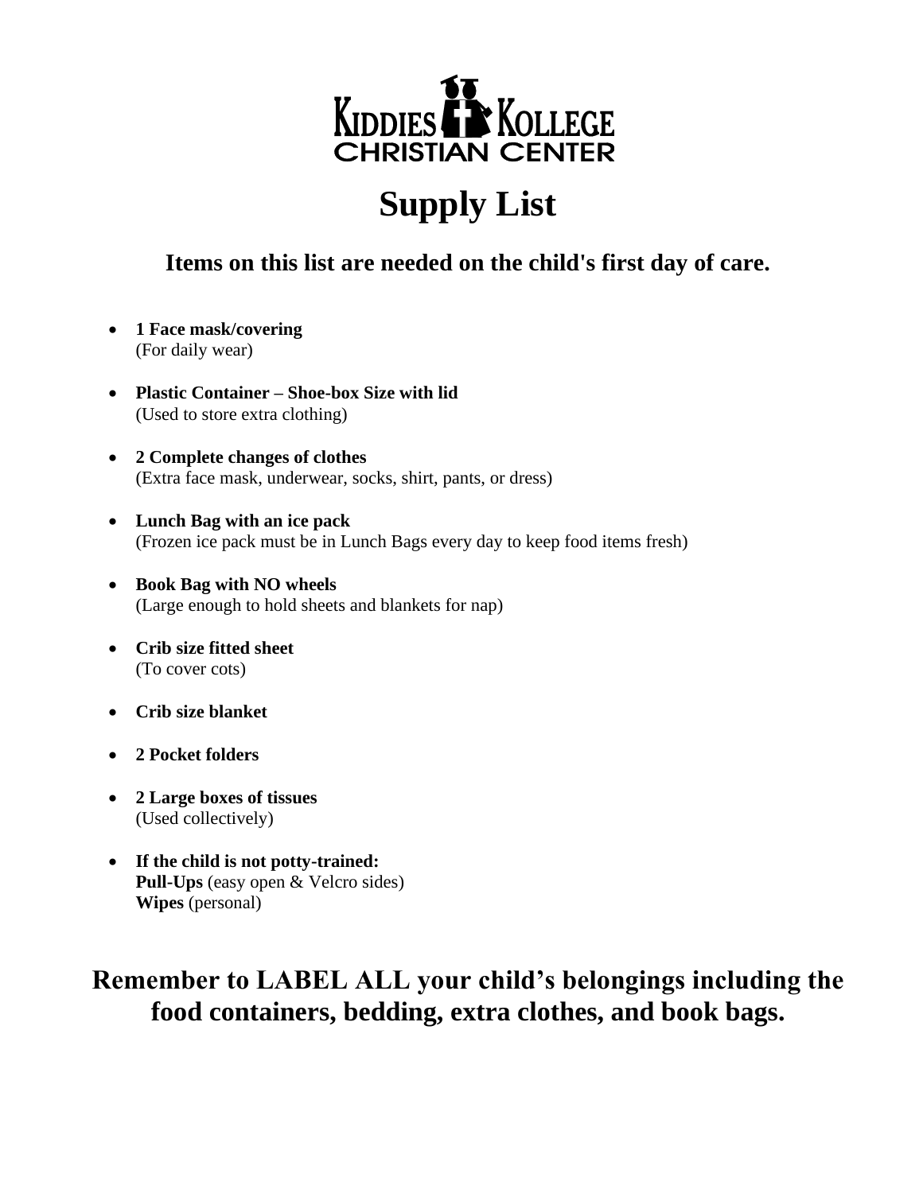KIDDIES KOLLEGE
CHRISTIAN CENTER

# Supply List

### Items on this list are needed on the child's first day of care.

- **1 Face mask/covering**
  (For daily wear)
- **Plastic Container – Shoe-box Size with lid**
  (Used to store extra clothing)
- **2 Complete changes of clothes**
  (Extra face mask, underwear, socks, shirt, pants, or dress)
- **Lunch Bag with an ice pack**
  (Frozen ice pack must be in Lunch Bags every day to keep food items fresh)
- **Book Bag with NO wheels**
  (Large enough to hold sheets and blankets for nap)
- **Crib size fitted sheet**
  (To cover cots)
- **Crib size blanket**
- **2 Pocket folders**
- **2 Large boxes of tissues**
  (Used collectively)
- **If the child is not potty-trained:**
  **Pull-Ups** (easy open & Velcro sides)
  **Wipes** (personal)

## Remember to LABEL ALL your child's belongings including the food containers, bedding, extra clothes, and book bags.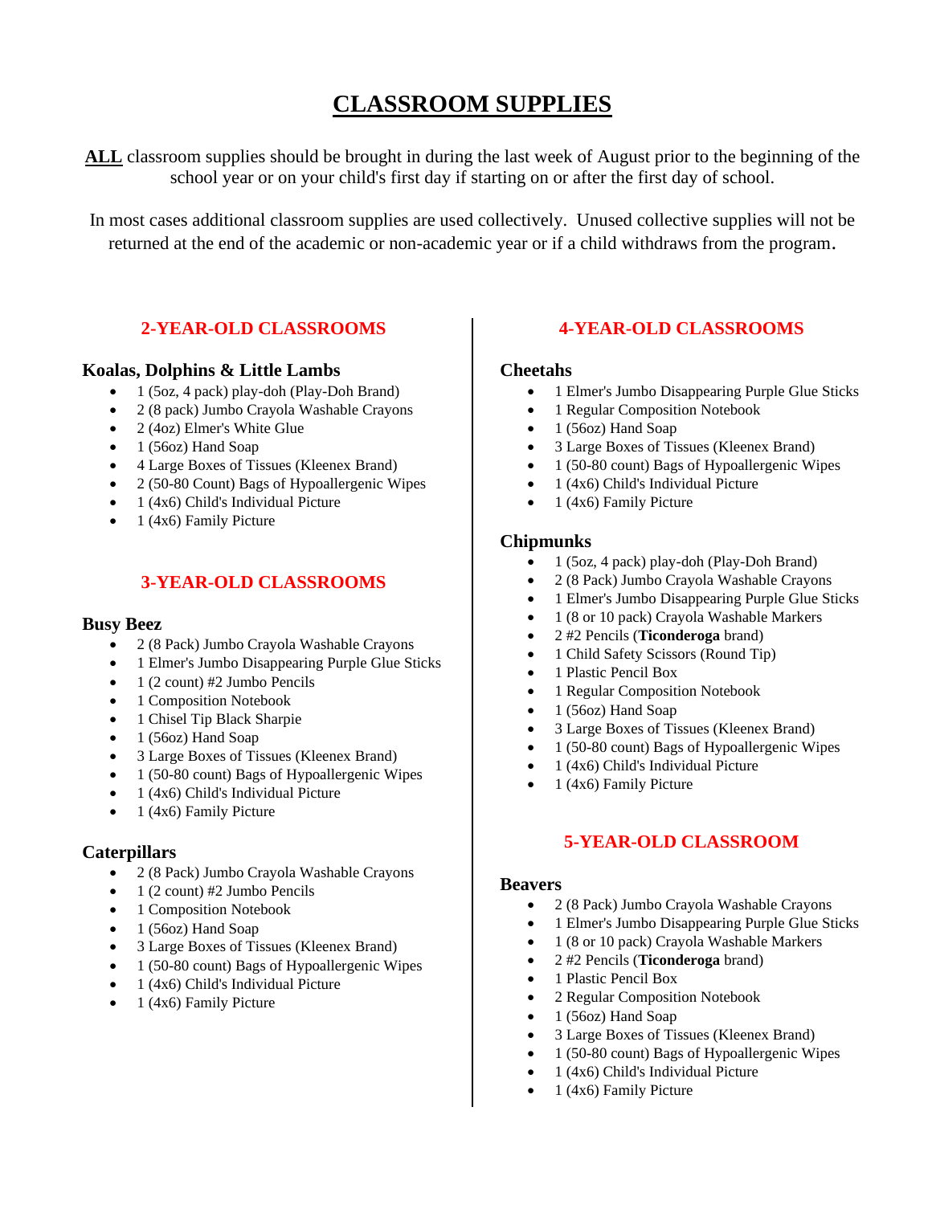# CLASSROOM SUPPLIES

**ALL** classroom supplies should be brought in during the last week of August prior to the beginning of the school year or on your child's first day if starting on or after the first day of school.

In most cases additional classroom supplies are used collectively. Unused collective supplies will not be returned at the end of the academic or non-academic year or if a child withdraws from the program.

## 2-YEAR-OLD CLASSROOMS

### Koalas, Dolphins & Little Lambs

- 1 (5oz, 4 pack) play-doh (Play-Doh Brand)
- 2 (8 pack) Jumbo Crayola Washable Crayons
- 2 (4oz) Elmer's White Glue
- 1 (56oz) Hand Soap
- 4 Large Boxes of Tissues (Kleenex Brand)
- 2 (50-80 Count) Bags of Hypoallergenic Wipes
- 1 (4x6) Child's Individual Picture
- 1 (4x6) Family Picture

## 3-YEAR-OLD CLASSROOMS

### Busy Beez

- 2 (8 Pack) Jumbo Crayola Washable Crayons
- 1 Elmer's Jumbo Disappearing Purple Glue Sticks
- 1 (2 count) #2 Jumbo Pencils
- 1 Composition Notebook
- 1 Chisel Tip Black Sharpie
- 1 (56oz) Hand Soap
- 3 Large Boxes of Tissues (Kleenex Brand)
- 1 (50-80 count) Bags of Hypoallergenic Wipes
- 1 (4x6) Child's Individual Picture
- 1 (4x6) Family Picture

### Caterpillars

- 2 (8 Pack) Jumbo Crayola Washable Crayons
- 1 (2 count) #2 Jumbo Pencils
- 1 Composition Notebook
- 1 (56oz) Hand Soap
- 3 Large Boxes of Tissues (Kleenex Brand)
- 1 (50-80 count) Bags of Hypoallergenic Wipes
- 1 (4x6) Child's Individual Picture
- 1 (4x6) Family Picture

## 4-YEAR-OLD CLASSROOMS

### Cheetahs

- 1 Elmer's Jumbo Disappearing Purple Glue Sticks
- 1 Regular Composition Notebook
- 1 (56oz) Hand Soap
- 3 Large Boxes of Tissues (Kleenex Brand)
- 1 (50-80 count) Bags of Hypoallergenic Wipes
- 1 (4x6) Child's Individual Picture
- 1 (4x6) Family Picture

### Chipmunks

- 1 (5oz, 4 pack) play-doh (Play-Doh Brand)
- 2 (8 Pack) Jumbo Crayola Washable Crayons
- 1 Elmer's Jumbo Disappearing Purple Glue Sticks
- 1 (8 or 10 pack) Crayola Washable Markers
- 2 #2 Pencils (**Ticonderoga** brand)
- 1 Child Safety Scissors (Round Tip)
- 1 Plastic Pencil Box
- 1 Regular Composition Notebook
- 1 (56oz) Hand Soap
- 3 Large Boxes of Tissues (Kleenex Brand)
- 1 (50-80 count) Bags of Hypoallergenic Wipes
- 1 (4x6) Child's Individual Picture
- 1 (4x6) Family Picture

## 5-YEAR-OLD CLASSROOM

### Beavers

- 2 (8 Pack) Jumbo Crayola Washable Crayons
- 1 Elmer's Jumbo Disappearing Purple Glue Sticks
- 1 (8 or 10 pack) Crayola Washable Markers
- 2 #2 Pencils (**Ticonderoga** brand)
- 1 Plastic Pencil Box
- 2 Regular Composition Notebook
- 1 (56oz) Hand Soap
- 3 Large Boxes of Tissues (Kleenex Brand)
- 1 (50-80 count) Bags of Hypoallergenic Wipes
- 1 (4x6) Child's Individual Picture
- 1 (4x6) Family Picture